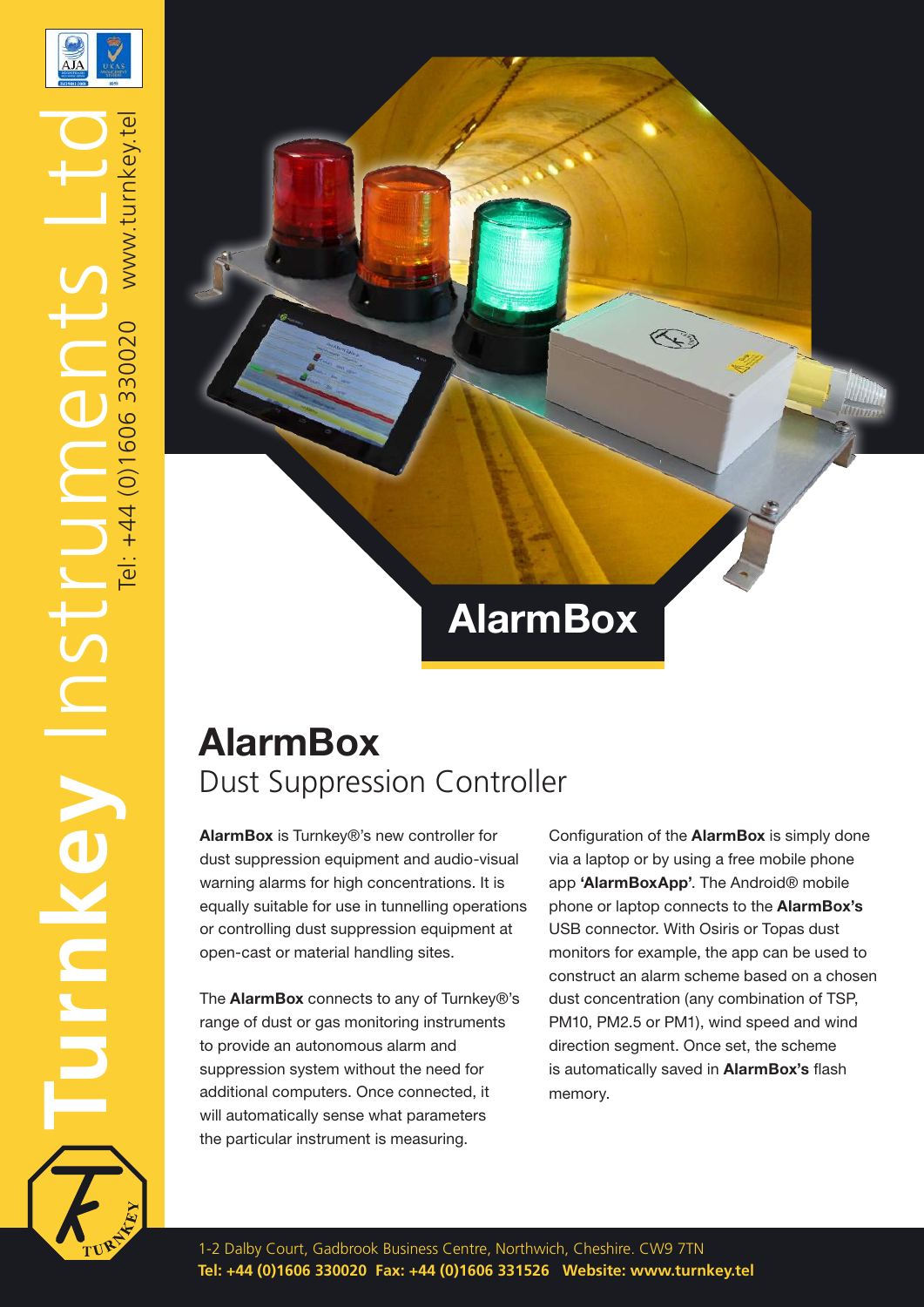# AlarmBox

## AlarmBox
Dust Suppression Controller

**AlarmBox** is Turnkey®'s new controller for dust suppression equipment and audio-visual warning alarms for high concentrations. It is equally suitable for use in tunnelling operations or controlling dust suppression equipment at open-cast or material handling sites.

The **AlarmBox** connects to any of Turnkey®'s range of dust or gas monitoring instruments to provide an autonomous alarm and suppression system without the need for additional computers. Once connected, it will automatically sense what parameters the particular instrument is measuring.

Configuration of the **AlarmBox** is simply done via a laptop or by using a free mobile phone app **'AlarmBoxApp'**. The Android® mobile phone or laptop connects to the **AlarmBox's** USB connector. With Osiris or Topas dust monitors for example, the app can be used to construct an alarm scheme based on a chosen dust concentration (any combination of TSP, PM10, PM2.5 or PM1), wind speed and wind direction segment. Once set, the scheme is automatically saved in **AlarmBox's** flash memory.

1-2 Dalby Court, Gadbrook Business Centre, Northwich, Cheshire. CW9 7TN
**Tel: +44 (0)1606 330020 Fax: +44 (0)1606 331526 Website: www.turnkey.tel**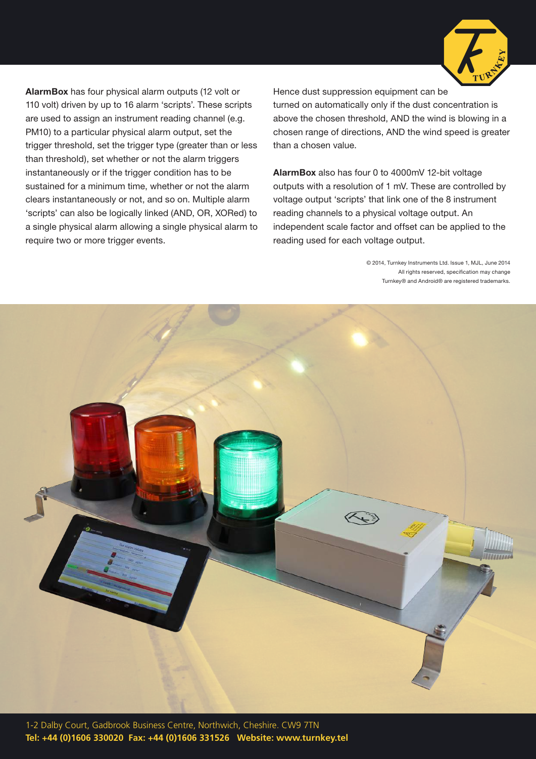**AlarmBox** has four physical alarm outputs (12 volt or 110 volt) driven by up to 16 alarm 'scripts'. These scripts are used to assign an instrument reading channel (e.g. PM10) to a particular physical alarm output, set the trigger threshold, set the trigger type (greater than or less than threshold), set whether or not the alarm triggers instantaneously or if the trigger condition has to be sustained for a minimum time, whether or not the alarm clears instantaneously or not, and so on. Multiple alarm 'scripts' can also be logically linked (AND, OR, XORed) to a single physical alarm allowing a single physical alarm to require two or more trigger events.

Hence dust suppression equipment can be turned on automatically only if the dust concentration is above the chosen threshold, AND the wind is blowing in a chosen range of directions, AND the wind speed is greater than a chosen value.

**AlarmBox** also has four 0 to 4000mV 12-bit voltage outputs with a resolution of 1 mV. These are controlled by voltage output 'scripts' that link one of the 8 instrument reading channels to a physical voltage output. An independent scale factor and offset can be applied to the reading used for each voltage output.

© 2014, Turnkey Instruments Ltd. Issue 1, MJL, June 2014
All rights reserved, specification may change
Turnkey® and Android® are registered trademarks.

1-2 Dalby Court, Gadbrook Business Centre, Northwich, Cheshire. CW9 7TN
**Tel: +44 (0)1606 330020 Fax: +44 (0)1606 331526 Website: www.turnkey.tel**